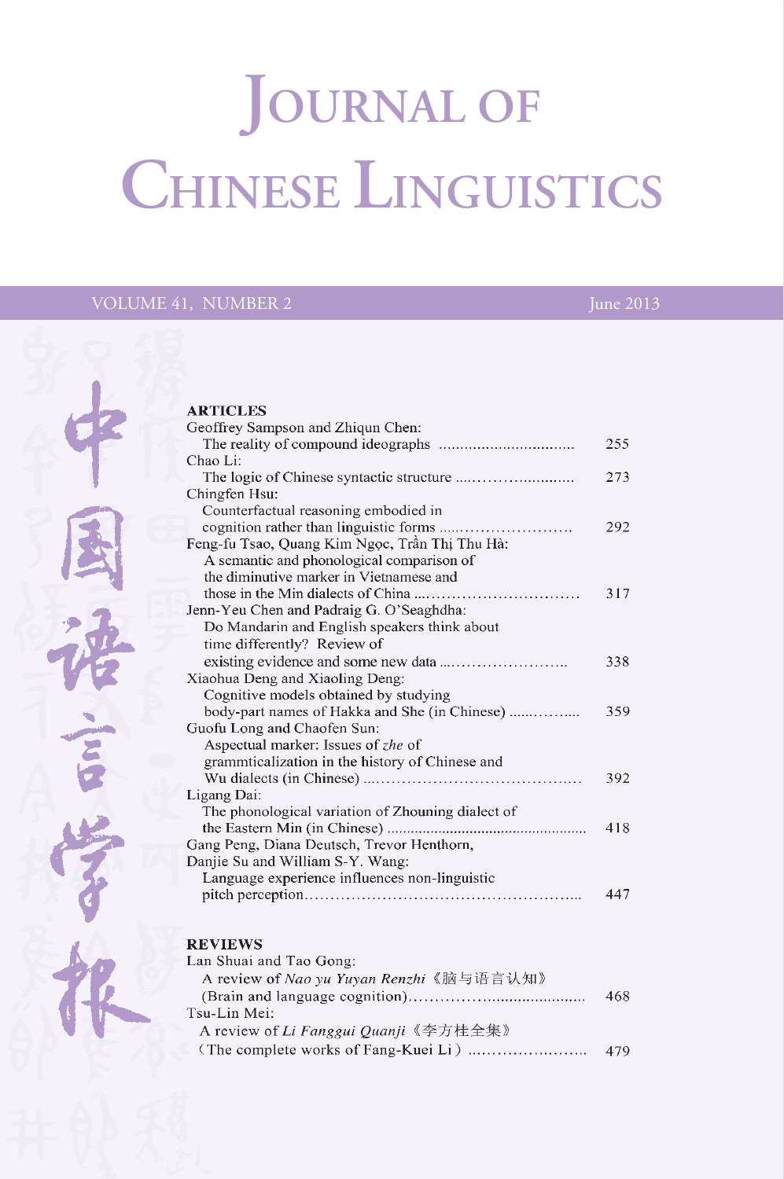# JOURNAL OF CHINESE LINGUISTICS

VOLUME 41, NUMBER 2 June 2013

中国语言学报

## ARTICLES

Geoffrey Sampson and Zhiqun Chen:
The reality of compound ideographs ................................ 255

Chao Li:
The logic of Chinese syntactic structure ........................... 273

Chingfen Hsu:
Counterfactual reasoning embodied in cognition rather than linguistic forms ........................... 292

Feng-fu Tsao, Quang Kim Ngọc, Trần Thị Thu Hà:
A semantic and phonological comparison of the diminutive marker in Vietnamese and those in the Min dialects of China ................................ 317

Jenn-Yeu Chen and Padraig G. O'Seaghdha:
Do Mandarin and English speakers think about time differently? Review of existing evidence and some new data ........................... 338

Xiaohua Deng and Xiaoling Deng:
Cognitive models obtained by studying body-part names of Hakka and She (in Chinese) ............... 359

Guofu Long and Chaofen Sun:
Aspectual marker: Issues of *zhe* of grammticalization in the history of Chinese and Wu dialects (in Chinese) ........................................ 392

Ligang Dai:
The phonological variation of Zhouning dialect of the Eastern Min (in Chinese) ........................................ 418

Gang Peng, Diana Deutsch, Trevor Henthorn, Danjie Su and William S-Y. Wang:
Language experience influences non-linguistic pitch perception ........................................ 447

## REVIEWS

Lan Shuai and Tao Gong:
A review of *Nao yu Yuyan Renzhi* 《脑与语言认知》(Brain and language cognition) ........................................ 468

Tsu-Lin Mei:
A review of *Li Fanggui Quanji* 《李方桂全集》(The complete works of Fang-Kuei Li) ........................ 479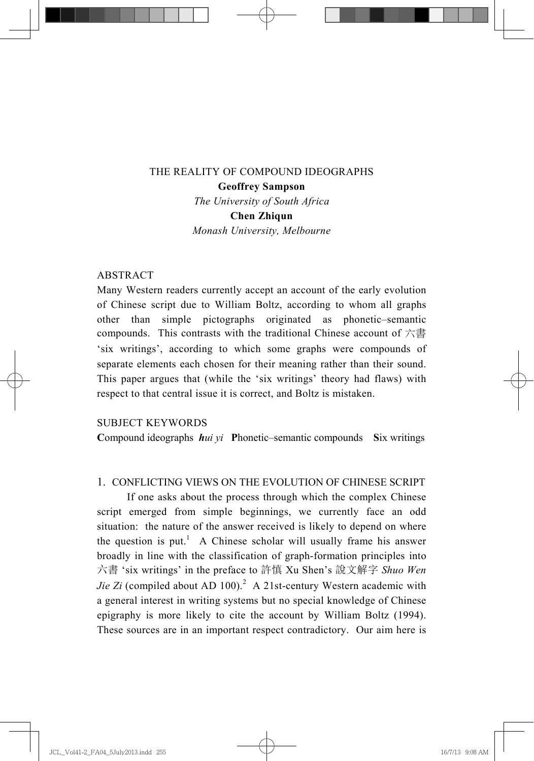# THE REALITY OF COMPOUND IDEOGRAPHS

**Geoffrey Sampson**

*The University of South Africa*

**Chen Zhiqun**

*Monash University, Melbourne*

ABSTRACT

Many Western readers currently accept an account of the early evolution of Chinese script due to William Boltz, according to whom all graphs other than simple pictographs originated as phonetic–semantic compounds. This contrasts with the traditional Chinese account of 六書 'six writings', according to which some graphs were compounds of separate elements each chosen for their meaning rather than their sound. This paper argues that (while the 'six writings' theory had flaws) with respect to that central issue it is correct, and Boltz is mistaken.

SUBJECT KEYWORDS

**C**ompound ideographs ***h****ui yi* **P**honetic–semantic compounds **S**ix writings

## 1. CONFLICTING VIEWS ON THE EVOLUTION OF CHINESE SCRIPT

If one asks about the process through which the complex Chinese script emerged from simple beginnings, we currently face an odd situation: the nature of the answer received is likely to depend on where the question is put.[1] A Chinese scholar will usually frame his answer broadly in line with the classification of graph-formation principles into 六書 'six writings' in the preface to 許慎 Xu Shen's 說文解字 *Shuo Wen Jie Zi* (compiled about AD 100).[2] A 21st-century Western academic with a general interest in writing systems but no special knowledge of Chinese epigraphy is more likely to cite the account by William Boltz (1994). These sources are in an important respect contradictory. Our aim here is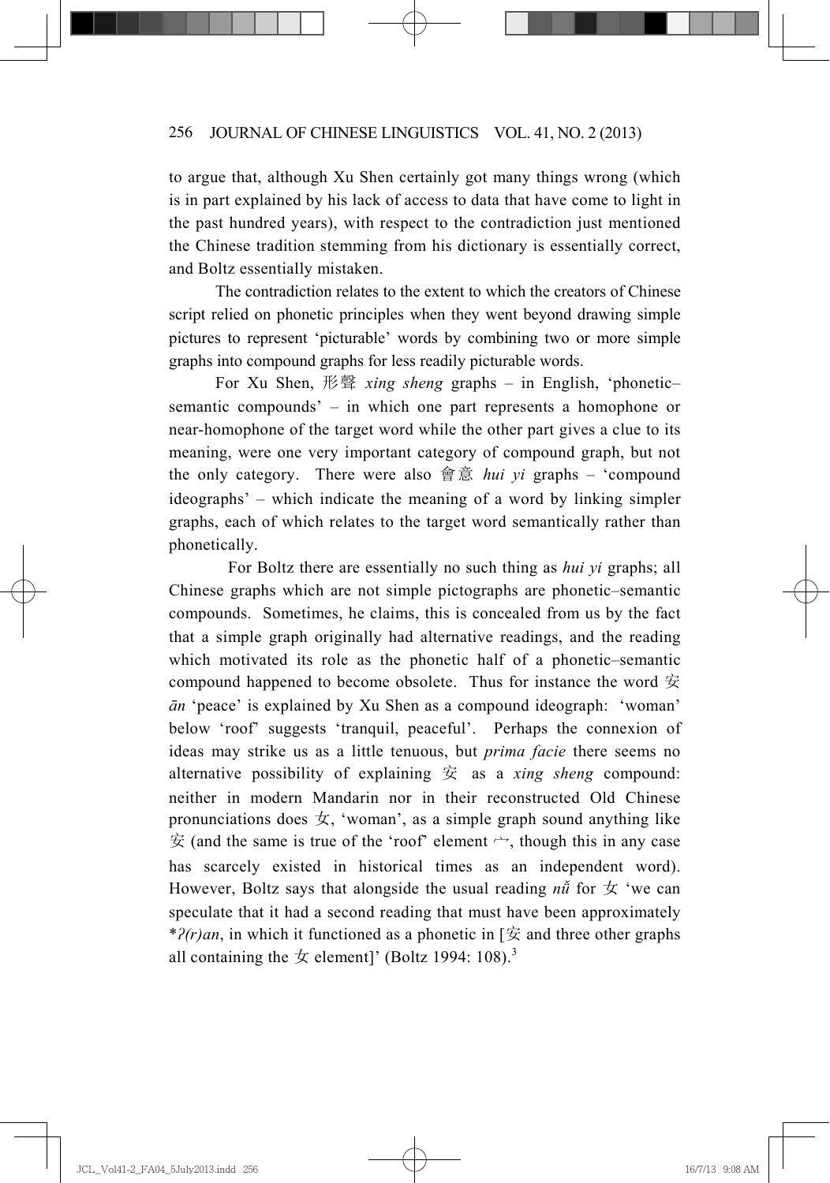to argue that, although Xu Shen certainly got many things wrong (which is in part explained by his lack of access to data that have come to light in the past hundred years), with respect to the contradiction just mentioned the Chinese tradition stemming from his dictionary is essentially correct, and Boltz essentially mistaken.

The contradiction relates to the extent to which the creators of Chinese script relied on phonetic principles when they went beyond drawing simple pictures to represent 'picturable' words by combining two or more simple graphs into compound graphs for less readily picturable words.

For Xu Shen, 形聲 *xing sheng* graphs – in English, 'phonetic–semantic compounds' – in which one part represents a homophone or near-homophone of the target word while the other part gives a clue to its meaning, were one very important category of compound graph, but not the only category. There were also 會意 *hui yi* graphs – 'compound ideographs' – which indicate the meaning of a word by linking simpler graphs, each of which relates to the target word semantically rather than phonetically.

For Boltz there are essentially no such thing as *hui yi* graphs; all Chinese graphs which are not simple pictographs are phonetic–semantic compounds. Sometimes, he claims, this is concealed from us by the fact that a simple graph originally had alternative readings, and the reading which motivated its role as the phonetic half of a phonetic–semantic compound happened to become obsolete. Thus for instance the word 安 *ān* 'peace' is explained by Xu Shen as a compound ideograph: 'woman' below 'roof' suggests 'tranquil, peaceful'. Perhaps the connexion of ideas may strike us as a little tenuous, but *prima facie* there seems no alternative possibility of explaining 安 as a *xing sheng* compound: neither in modern Mandarin nor in their reconstructed Old Chinese pronunciations does 女, 'woman', as a simple graph sound anything like 安 (and the same is true of the 'roof' element 宀, though this in any case has scarcely existed in historical times as an independent word). However, Boltz says that alongside the usual reading *nǚ* for 女 'we can speculate that it had a second reading that must have been approximately **ʔ(r)an*, in which it functioned as a phonetic in [安 and three other graphs all containing the 女 element]' (Boltz 1994: 108).[3]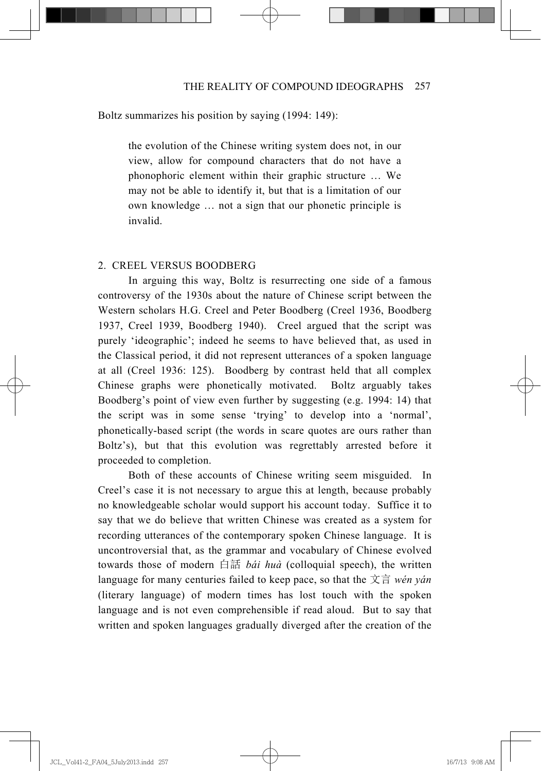Boltz summarizes his position by saying (1994: 149):

> the evolution of the Chinese writing system does not, in our view, allow for compound characters that do not have a phonophoric element within their graphic structure … We may not be able to identify it, but that is a limitation of our own knowledge … not a sign that our phonetic principle is invalid.

## 2. CREEL VERSUS BOODBERG

In arguing this way, Boltz is resurrecting one side of a famous controversy of the 1930s about the nature of Chinese script between the Western scholars H.G. Creel and Peter Boodberg (Creel 1936, Boodberg 1937, Creel 1939, Boodberg 1940). Creel argued that the script was purely 'ideographic'; indeed he seems to have believed that, as used in the Classical period, it did not represent utterances of a spoken language at all (Creel 1936: 125). Boodberg by contrast held that all complex Chinese graphs were phonetically motivated. Boltz arguably takes Boodberg's point of view even further by suggesting (e.g. 1994: 14) that the script was in some sense 'trying' to develop into a 'normal', phonetically-based script (the words in scare quotes are ours rather than Boltz's), but that this evolution was regrettably arrested before it proceeded to completion.

Both of these accounts of Chinese writing seem misguided. In Creel's case it is not necessary to argue this at length, because probably no knowledgeable scholar would support his account today. Suffice it to say that we do believe that written Chinese was created as a system for recording utterances of the contemporary spoken Chinese language. It is uncontroversial that, as the grammar and vocabulary of Chinese evolved towards those of modern 白話 *bái huà* (colloquial speech), the written language for many centuries failed to keep pace, so that the 文言 *wén yán* (literary language) of modern times has lost touch with the spoken language and is not even comprehensible if read aloud. But to say that written and spoken languages gradually diverged after the creation of the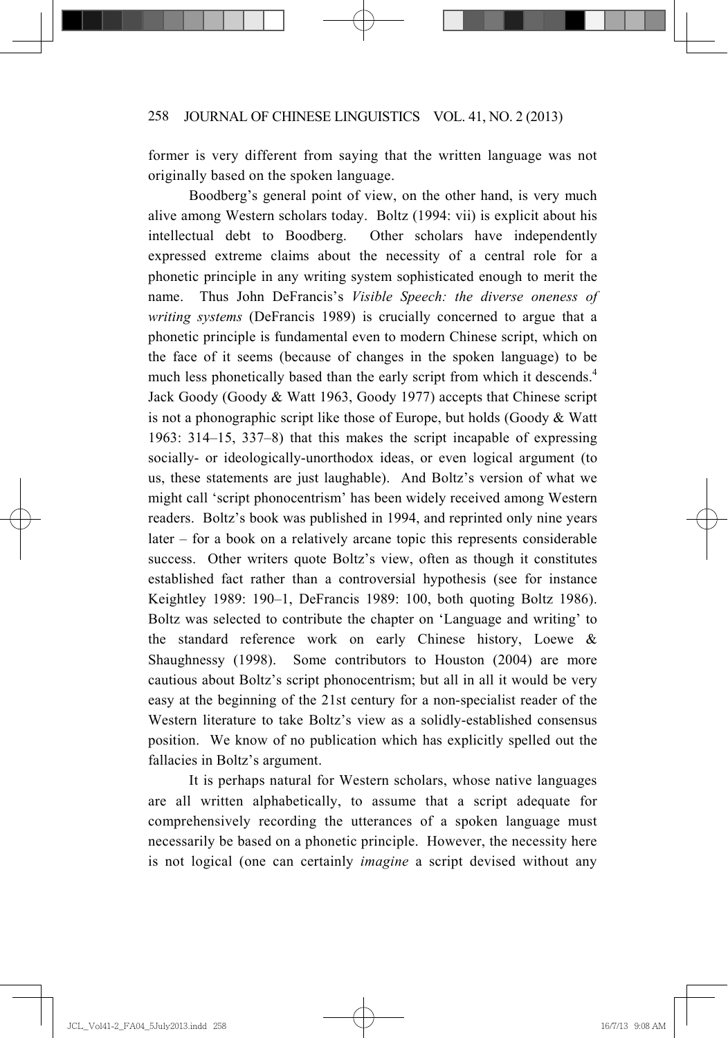former is very different from saying that the written language was not originally based on the spoken language.

Boodberg's general point of view, on the other hand, is very much alive among Western scholars today. Boltz (1994: vii) is explicit about his intellectual debt to Boodberg. Other scholars have independently expressed extreme claims about the necessity of a central role for a phonetic principle in any writing system sophisticated enough to merit the name. Thus John DeFrancis's *Visible Speech: the diverse oneness of writing systems* (DeFrancis 1989) is crucially concerned to argue that a phonetic principle is fundamental even to modern Chinese script, which on the face of it seems (because of changes in the spoken language) to be much less phonetically based than the early script from which it descends.[4] Jack Goody (Goody & Watt 1963, Goody 1977) accepts that Chinese script is not a phonographic script like those of Europe, but holds (Goody & Watt 1963: 314–15, 337–8) that this makes the script incapable of expressing socially- or ideologically-unorthodox ideas, or even logical argument (to us, these statements are just laughable). And Boltz's version of what we might call 'script phonocentrism' has been widely received among Western readers. Boltz's book was published in 1994, and reprinted only nine years later – for a book on a relatively arcane topic this represents considerable success. Other writers quote Boltz's view, often as though it constitutes established fact rather than a controversial hypothesis (see for instance Keightley 1989: 190–1, DeFrancis 1989: 100, both quoting Boltz 1986). Boltz was selected to contribute the chapter on 'Language and writing' to the standard reference work on early Chinese history, Loewe & Shaughnessy (1998). Some contributors to Houston (2004) are more cautious about Boltz's script phonocentrism; but all in all it would be very easy at the beginning of the 21st century for a non-specialist reader of the Western literature to take Boltz's view as a solidly-established consensus position. We know of no publication which has explicitly spelled out the fallacies in Boltz's argument.

It is perhaps natural for Western scholars, whose native languages are all written alphabetically, to assume that a script adequate for comprehensively recording the utterances of a spoken language must necessarily be based on a phonetic principle. However, the necessity here is not logical (one can certainly *imagine* a script devised without any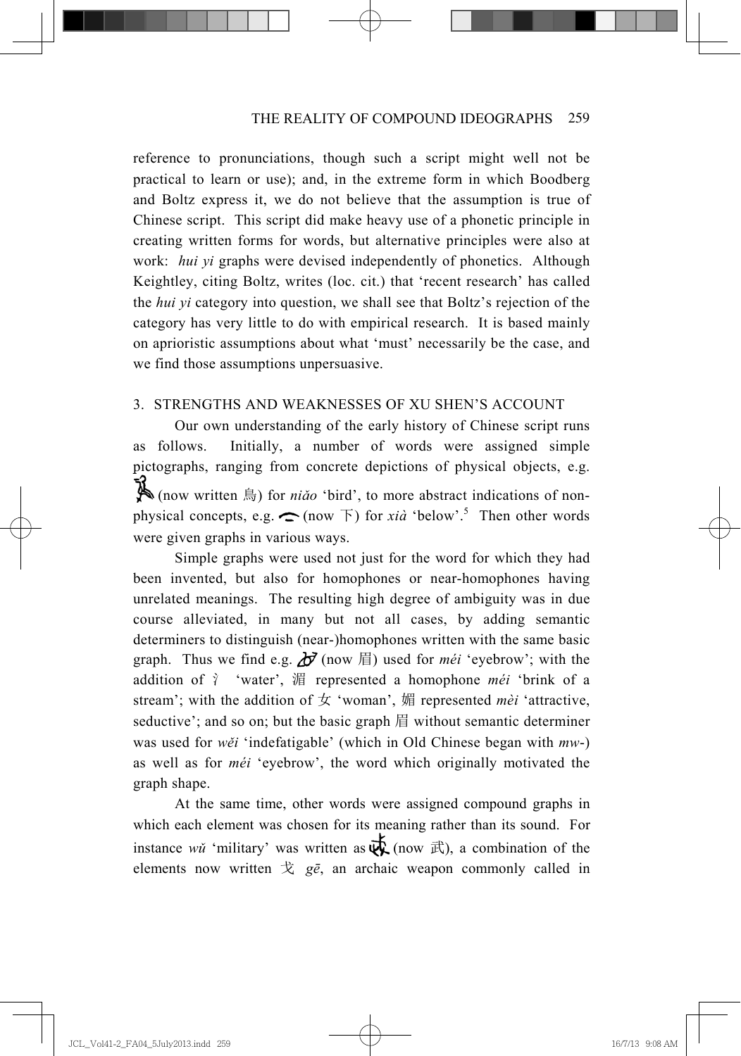reference to pronunciations, though such a script might well not be practical to learn or use); and, in the extreme form in which Boodberg and Boltz express it, we do not believe that the assumption is true of Chinese script. This script did make heavy use of a phonetic principle in creating written forms for words, but alternative principles were also at work: *hui yi* graphs were devised independently of phonetics. Although Keightley, citing Boltz, writes (loc. cit.) that 'recent research' has called the *hui yi* category into question, we shall see that Boltz's rejection of the category has very little to do with empirical research. It is based mainly on aprioristic assumptions about what 'must' necessarily be the case, and we find those assumptions unpersuasive.

## 3. STRENGTHS AND WEAKNESSES OF XU SHEN'S ACCOUNT

Our own understanding of the early history of Chinese script runs as follows. Initially, a number of words were assigned simple pictographs, ranging from concrete depictions of physical objects, e.g. (now written 鳥) for *niǎo* 'bird', to more abstract indications of non-physical concepts, e.g. (now 下) for *xià* 'below'.[5] Then other words were given graphs in various ways.

Simple graphs were used not just for the word for which they had been invented, but also for homophones or near-homophones having unrelated meanings. The resulting high degree of ambiguity was in due course alleviated, in many but not all cases, by adding semantic determiners to distinguish (near-)homophones written with the same basic graph. Thus we find e.g. (now 眉) used for *méi* 'eyebrow'; with the addition of 氵 'water', 湄 represented a homophone *méi* 'brink of a stream'; with the addition of 女 'woman', 媚 represented *mèi* 'attractive, seductive'; and so on; but the basic graph 眉 without semantic determiner was used for *wěi* 'indefatigable' (which in Old Chinese began with *mw-*) as well as for *méi* 'eyebrow', the word which originally motivated the graph shape.

At the same time, other words were assigned compound graphs in which each element was chosen for its meaning rather than its sound. For instance *wǔ* 'military' was written as (now 武), a combination of the elements now written 戈 *gē*, an archaic weapon commonly called in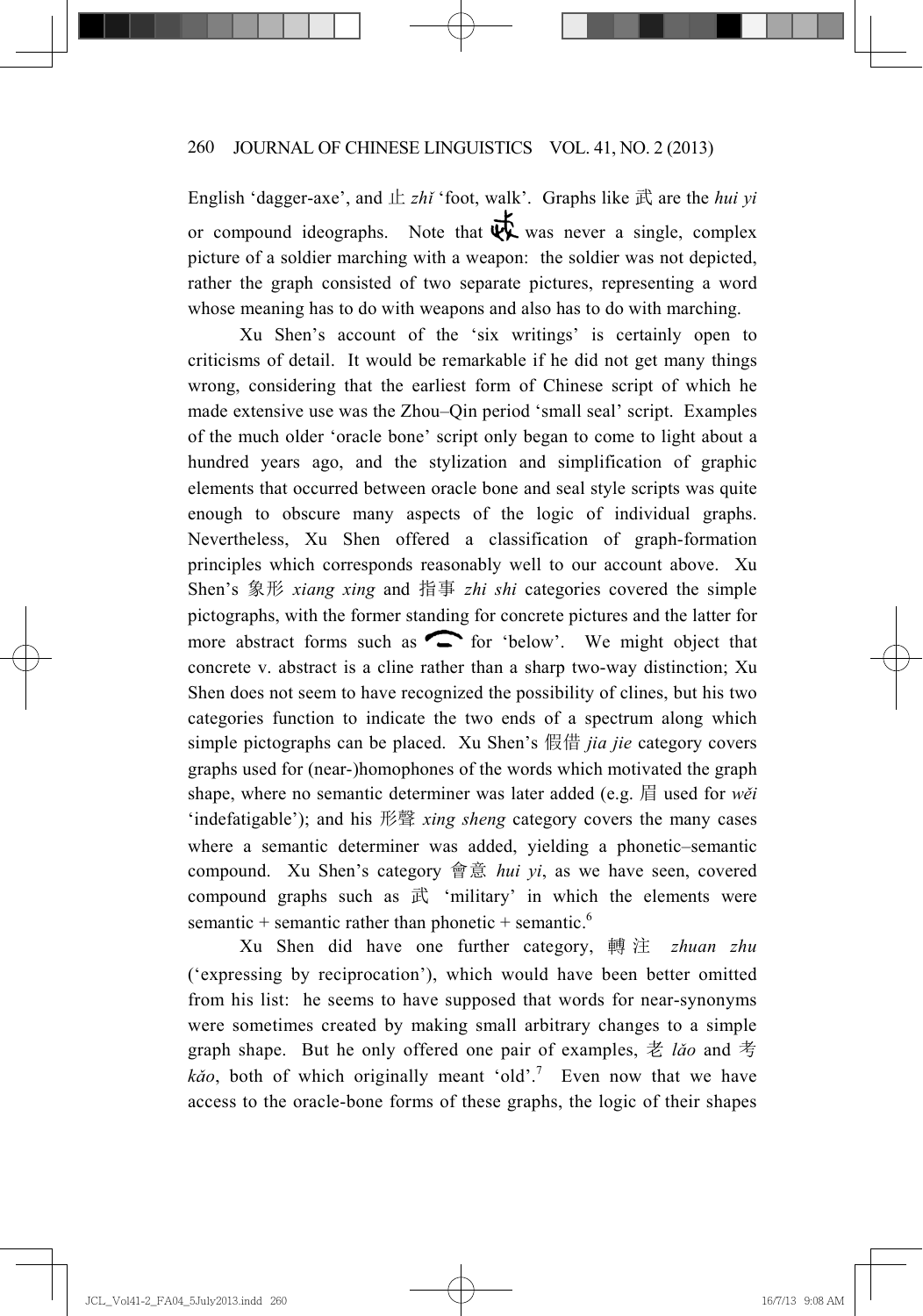English ‘dagger-axe’, and 止 *zhǐ* ‘foot, walk’. Graphs like 武 are the *hui yi* or compound ideographs. Note that [graph] was never a single, complex picture of a soldier marching with a weapon: the soldier was not depicted, rather the graph consisted of two separate pictures, representing a word whose meaning has to do with weapons and also has to do with marching.

Xu Shen’s account of the ‘six writings’ is certainly open to criticisms of detail. It would be remarkable if he did not get many things wrong, considering that the earliest form of Chinese script of which he made extensive use was the Zhou–Qin period ‘small seal’ script. Examples of the much older ‘oracle bone’ script only began to come to light about a hundred years ago, and the stylization and simplification of graphic elements that occurred between oracle bone and seal style scripts was quite enough to obscure many aspects of the logic of individual graphs. Nevertheless, Xu Shen offered a classification of graph-formation principles which corresponds reasonably well to our account above. Xu Shen’s 象形 *xiang xing* and 指事 *zhi shi* categories covered the simple pictographs, with the former standing for concrete pictures and the latter for more abstract forms such as [graph] for ‘below’. We might object that concrete v. abstract is a cline rather than a sharp two-way distinction; Xu Shen does not seem to have recognized the possibility of clines, but his two categories function to indicate the two ends of a spectrum along which simple pictographs can be placed. Xu Shen’s 假借 *jia jie* category covers graphs used for (near-)homophones of the words which motivated the graph shape, where no semantic determiner was later added (e.g. 眉 used for *wěi* ‘indefatigable’); and his 形聲 *xing sheng* category covers the many cases where a semantic determiner was added, yielding a phonetic–semantic compound. Xu Shen’s category 會意 *hui yi*, as we have seen, covered compound graphs such as 武 ‘military’ in which the elements were semantic + semantic rather than phonetic + semantic.[6]

Xu Shen did have one further category, 轉注 *zhuan zhu* (‘expressing by reciprocation’), which would have been better omitted from his list: he seems to have supposed that words for near-synonyms were sometimes created by making small arbitrary changes to a simple graph shape. But he only offered one pair of examples, 老 *lǎo* and 考 *kǎo*, both of which originally meant ‘old’.[7] Even now that we have access to the oracle-bone forms of these graphs, the logic of their shapes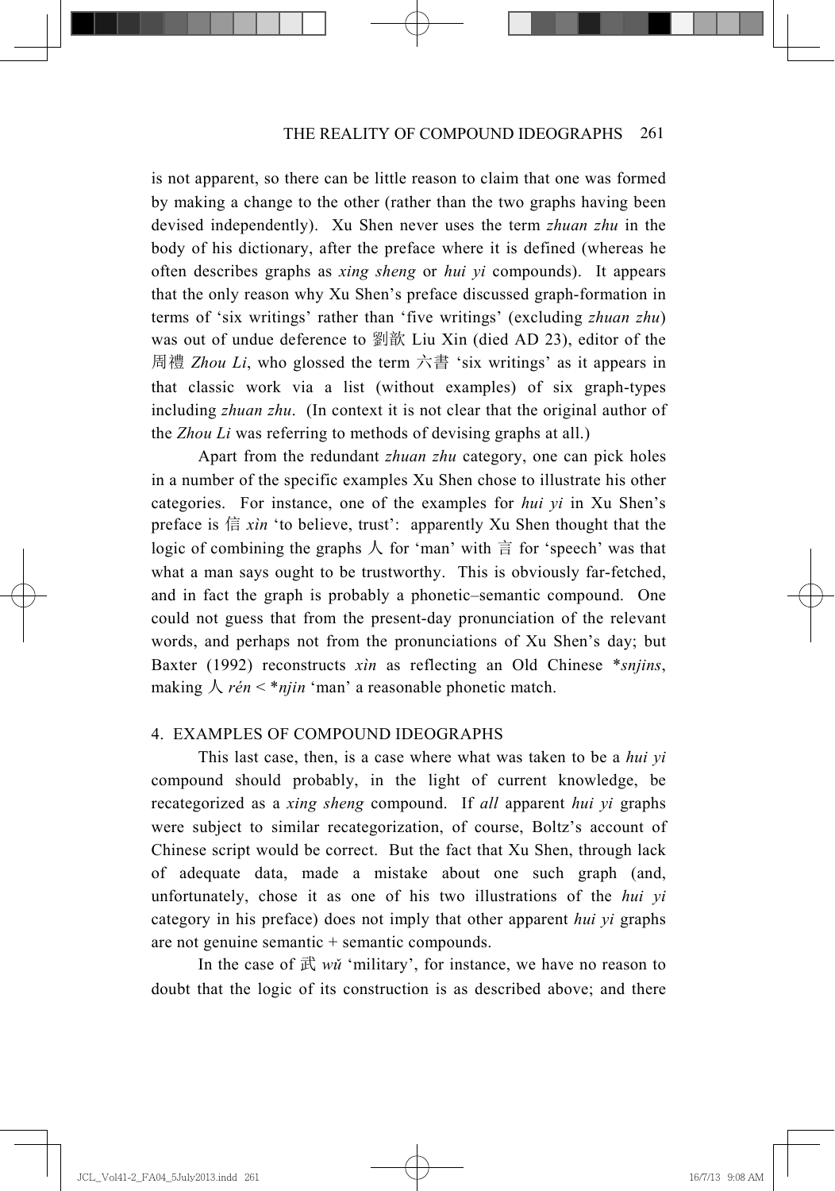is not apparent, so there can be little reason to claim that one was formed by making a change to the other (rather than the two graphs having been devised independently). Xu Shen never uses the term *zhuan zhu* in the body of his dictionary, after the preface where it is defined (whereas he often describes graphs as *xing sheng* or *hui yi* compounds). It appears that the only reason why Xu Shen's preface discussed graph-formation in terms of 'six writings' rather than 'five writings' (excluding *zhuan zhu*) was out of undue deference to 劉歆 Liu Xin (died AD 23), editor of the 周禮 *Zhou Li*, who glossed the term 六書 'six writings' as it appears in that classic work via a list (without examples) of six graph-types including *zhuan zhu*. (In context it is not clear that the original author of the *Zhou Li* was referring to methods of devising graphs at all.)

Apart from the redundant *zhuan zhu* category, one can pick holes in a number of the specific examples Xu Shen chose to illustrate his other categories. For instance, one of the examples for *hui yi* in Xu Shen's preface is 信 *xìn* 'to believe, trust': apparently Xu Shen thought that the logic of combining the graphs 人 for 'man' with 言 for 'speech' was that what a man says ought to be trustworthy. This is obviously far-fetched, and in fact the graph is probably a phonetic–semantic compound. One could not guess that from the present-day pronunciation of the relevant words, and perhaps not from the pronunciations of Xu Shen's day; but Baxter (1992) reconstructs *xìn* as reflecting an Old Chinese \**snjins*, making 人 *rén* < \**njin* 'man' a reasonable phonetic match.

## 4. EXAMPLES OF COMPOUND IDEOGRAPHS

This last case, then, is a case where what was taken to be a *hui yi* compound should probably, in the light of current knowledge, be recategorized as a *xing sheng* compound. If *all* apparent *hui yi* graphs were subject to similar recategorization, of course, Boltz's account of Chinese script would be correct. But the fact that Xu Shen, through lack of adequate data, made a mistake about one such graph (and, unfortunately, chose it as one of his two illustrations of the *hui yi* category in his preface) does not imply that other apparent *hui yi* graphs are not genuine semantic + semantic compounds.

In the case of 武 *wǔ* 'military', for instance, we have no reason to doubt that the logic of its construction is as described above; and there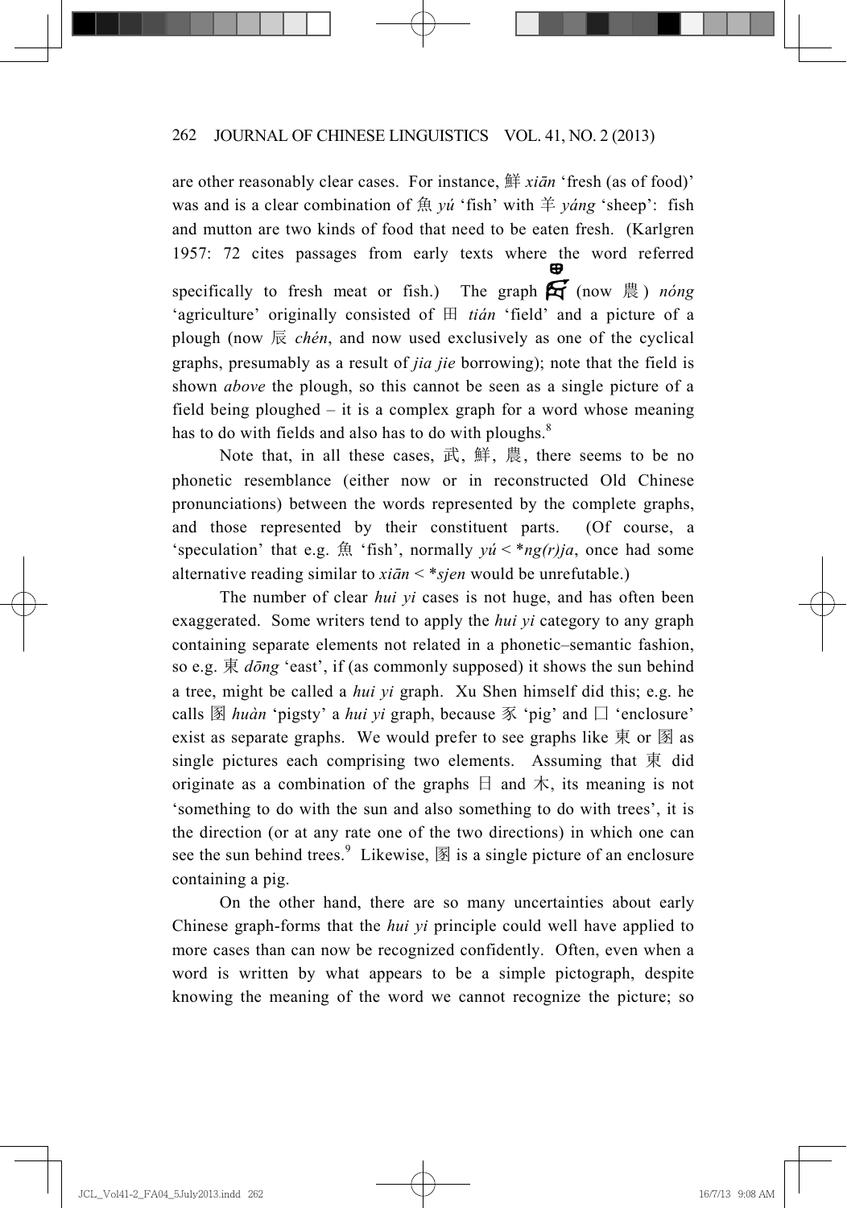are other reasonably clear cases. For instance, 鮮 *xiān* 'fresh (as of food)' was and is a clear combination of 魚 *yú* 'fish' with 羊 *yáng* 'sheep': fish and mutton are two kinds of food that need to be eaten fresh. (Karlgren 1957: 72 cites passages from early texts where the word referred specifically to fresh meat or fish.) The graph 𦥯 (now 農) *nóng* 'agriculture' originally consisted of 田 *tián* 'field' and a picture of a plough (now 辰 *chén*, and now used exclusively as one of the cyclical graphs, presumably as a result of *jia jie* borrowing); note that the field is shown *above* the plough, so this cannot be seen as a single picture of a field being ploughed – it is a complex graph for a word whose meaning has to do with fields and also has to do with ploughs.[8]

Note that, in all these cases, 武, 鮮, 農, there seems to be no phonetic resemblance (either now or in reconstructed Old Chinese pronunciations) between the words represented by the complete graphs, and those represented by their constituent parts. (Of course, a 'speculation' that e.g. 魚 'fish', normally *yú* < \**ng(r)ja*, once had some alternative reading similar to *xiān* < \**sjen* would be unrefutable.)

The number of clear *hui yi* cases is not huge, and has often been exaggerated. Some writers tend to apply the *hui yi* category to any graph containing separate elements not related in a phonetic–semantic fashion, so e.g. 東 *dōng* 'east', if (as commonly supposed) it shows the sun behind a tree, might be called a *hui yi* graph. Xu Shen himself did this; e.g. he calls 圂 *huàn* 'pigsty' a *hui yi* graph, because 豕 'pig' and 囗 'enclosure' exist as separate graphs. We would prefer to see graphs like 東 or 圂 as single pictures each comprising two elements. Assuming that 東 did originate as a combination of the graphs 日 and 木, its meaning is not 'something to do with the sun and also something to do with trees', it is the direction (or at any rate one of the two directions) in which one can see the sun behind trees.[9] Likewise, 圂 is a single picture of an enclosure containing a pig.

On the other hand, there are so many uncertainties about early Chinese graph-forms that the *hui yi* principle could well have applied to more cases than can now be recognized confidently. Often, even when a word is written by what appears to be a simple pictograph, despite knowing the meaning of the word we cannot recognize the picture; so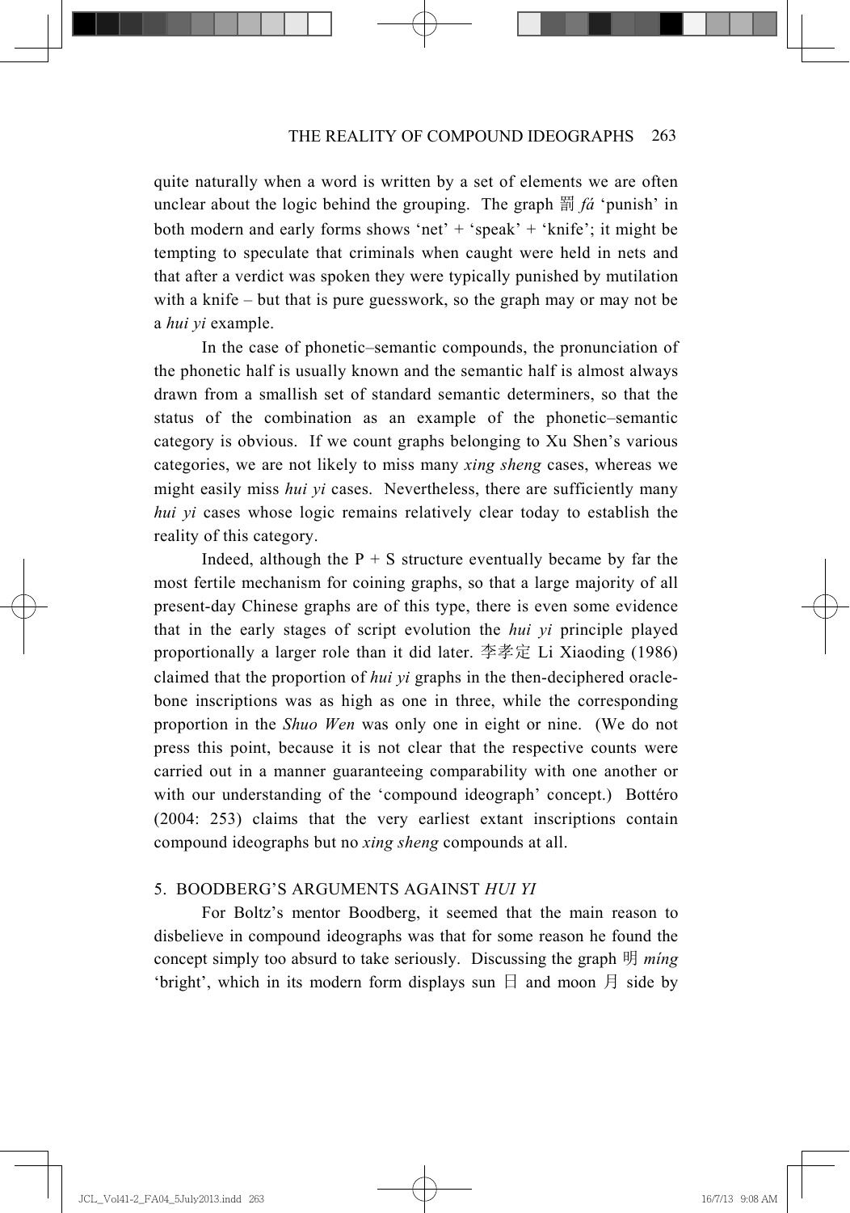quite naturally when a word is written by a set of elements we are often unclear about the logic behind the grouping. The graph 罰 *fá* 'punish' in both modern and early forms shows 'net' + 'speak' + 'knife'; it might be tempting to speculate that criminals when caught were held in nets and that after a verdict was spoken they were typically punished by mutilation with a knife – but that is pure guesswork, so the graph may or may not be a *hui yi* example.

In the case of phonetic–semantic compounds, the pronunciation of the phonetic half is usually known and the semantic half is almost always drawn from a smallish set of standard semantic determiners, so that the status of the combination as an example of the phonetic–semantic category is obvious. If we count graphs belonging to Xu Shen's various categories, we are not likely to miss many *xing sheng* cases, whereas we might easily miss *hui yi* cases. Nevertheless, there are sufficiently many *hui yi* cases whose logic remains relatively clear today to establish the reality of this category.

Indeed, although the P + S structure eventually became by far the most fertile mechanism for coining graphs, so that a large majority of all present-day Chinese graphs are of this type, there is even some evidence that in the early stages of script evolution the *hui yi* principle played proportionally a larger role than it did later. 李孝定 Li Xiaoding (1986) claimed that the proportion of *hui yi* graphs in the then-deciphered oracle-bone inscriptions was as high as one in three, while the corresponding proportion in the *Shuo Wen* was only one in eight or nine. (We do not press this point, because it is not clear that the respective counts were carried out in a manner guaranteeing comparability with one another or with our understanding of the 'compound ideograph' concept.) Bottéro (2004: 253) claims that the very earliest extant inscriptions contain compound ideographs but no *xing sheng* compounds at all.

## 5. BOODBERG'S ARGUMENTS AGAINST *HUI YI*

For Boltz's mentor Boodberg, it seemed that the main reason to disbelieve in compound ideographs was that for some reason he found the concept simply too absurd to take seriously. Discussing the graph 明 *míng* 'bright', which in its modern form displays sun 日 and moon 月 side by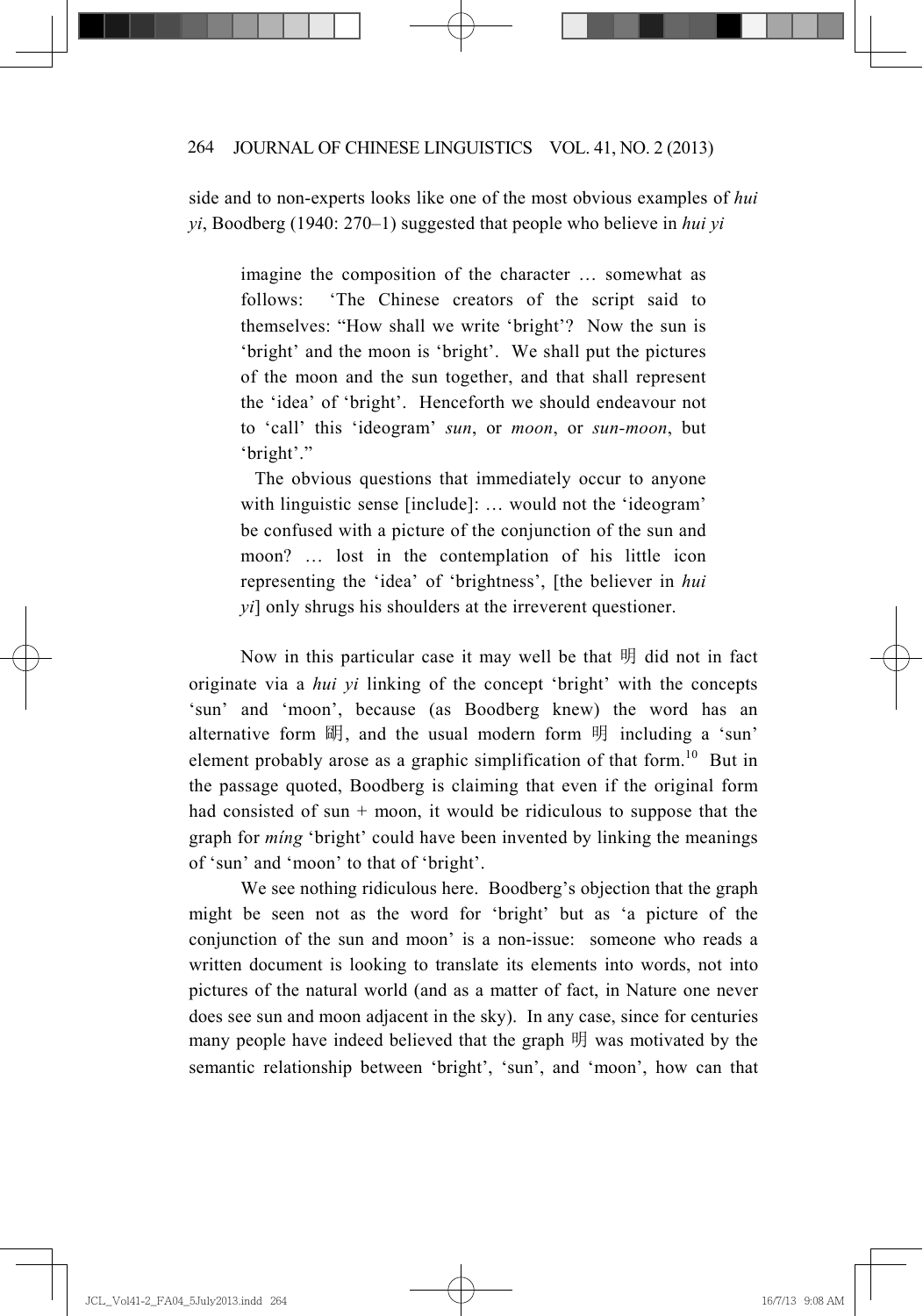side and to non-experts looks like one of the most obvious examples of *hui yi*, Boodberg (1940: 270–1) suggested that people who believe in *hui yi*

> imagine the composition of the character … somewhat as follows: 'The Chinese creators of the script said to themselves: "How shall we write 'bright'? Now the sun is 'bright' and the moon is 'bright'. We shall put the pictures of the moon and the sun together, and that shall represent the 'idea' of 'bright'. Henceforth we should endeavour not to 'call' this 'ideogram' *sun*, or *moon*, or *sun-moon*, but 'bright'."
>
> The obvious questions that immediately occur to anyone with linguistic sense [include]: … would not the 'ideogram' be confused with a picture of the conjunction of the sun and moon? … lost in the contemplation of his little icon representing the 'idea' of 'brightness', [the believer in *hui yi*] only shrugs his shoulders at the irreverent questioner.

Now in this particular case it may well be that 明 did not in fact originate via a *hui yi* linking of the concept 'bright' with the concepts 'sun' and 'moon', because (as Boodberg knew) the word has an alternative form 朙, and the usual modern form 明 including a 'sun' element probably arose as a graphic simplification of that form.[10] But in the passage quoted, Boodberg is claiming that even if the original form had consisted of sun + moon, it would be ridiculous to suppose that the graph for *míng* 'bright' could have been invented by linking the meanings of 'sun' and 'moon' to that of 'bright'.

We see nothing ridiculous here. Boodberg's objection that the graph might be seen not as the word for 'bright' but as 'a picture of the conjunction of the sun and moon' is a non-issue: someone who reads a written document is looking to translate its elements into words, not into pictures of the natural world (and as a matter of fact, in Nature one never does see sun and moon adjacent in the sky). In any case, since for centuries many people have indeed believed that the graph 明 was motivated by the semantic relationship between 'bright', 'sun', and 'moon', how can that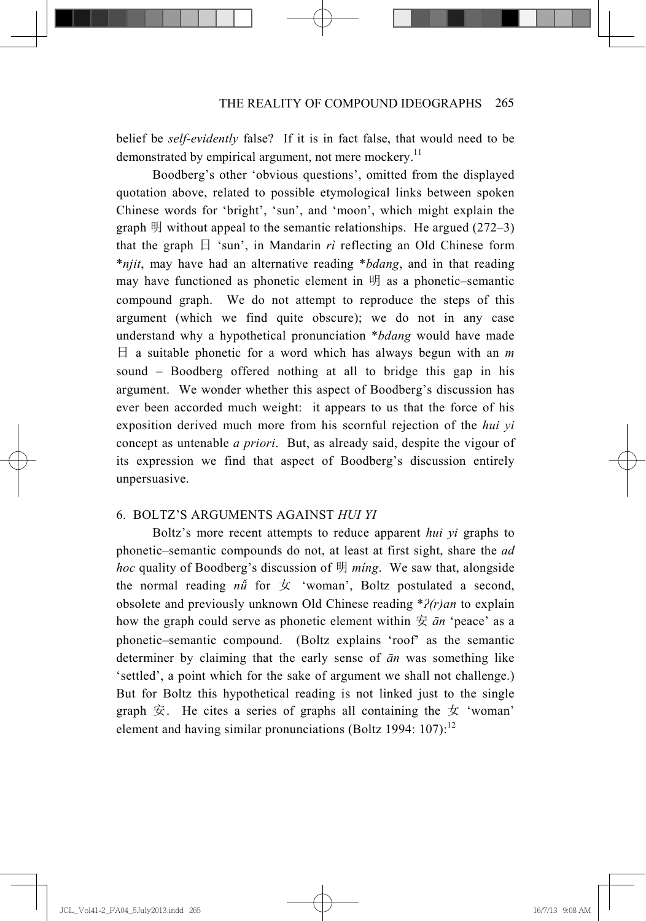belief be *self-evidently* false? If it is in fact false, that would need to be demonstrated by empirical argument, not mere mockery.[11]

Boodberg's other 'obvious questions', omitted from the displayed quotation above, related to possible etymological links between spoken Chinese words for 'bright', 'sun', and 'moon', which might explain the graph 明 without appeal to the semantic relationships. He argued (272–3) that the graph 日 'sun', in Mandarin *ri* reflecting an Old Chinese form \**njit*, may have had an alternative reading \**bdang*, and in that reading may have functioned as phonetic element in 明 as a phonetic–semantic compound graph. We do not attempt to reproduce the steps of this argument (which we find quite obscure); we do not in any case understand why a hypothetical pronunciation \**bdang* would have made 日 a suitable phonetic for a word which has always begun with an *m* sound – Boodberg offered nothing at all to bridge this gap in his argument. We wonder whether this aspect of Boodberg's discussion has ever been accorded much weight: it appears to us that the force of his exposition derived much more from his scornful rejection of the *hui yi* concept as untenable *a priori*. But, as already said, despite the vigour of its expression we find that aspect of Boodberg's discussion entirely unpersuasive.

## 6. BOLTZ'S ARGUMENTS AGAINST *HUI YI*

Boltz's more recent attempts to reduce apparent *hui yi* graphs to phonetic–semantic compounds do not, at least at first sight, share the *ad hoc* quality of Boodberg's discussion of 明 *míng*. We saw that, alongside the normal reading *nǚ* for 女 'woman', Boltz postulated a second, obsolete and previously unknown Old Chinese reading \**ʔ(r)an* to explain how the graph could serve as phonetic element within 安 *ān* 'peace' as a phonetic–semantic compound. (Boltz explains 'roof' as the semantic determiner by claiming that the early sense of *ān* was something like 'settled', a point which for the sake of argument we shall not challenge.) But for Boltz this hypothetical reading is not linked just to the single graph 安. He cites a series of graphs all containing the 女 'woman' element and having similar pronunciations (Boltz 1994: 107):[12]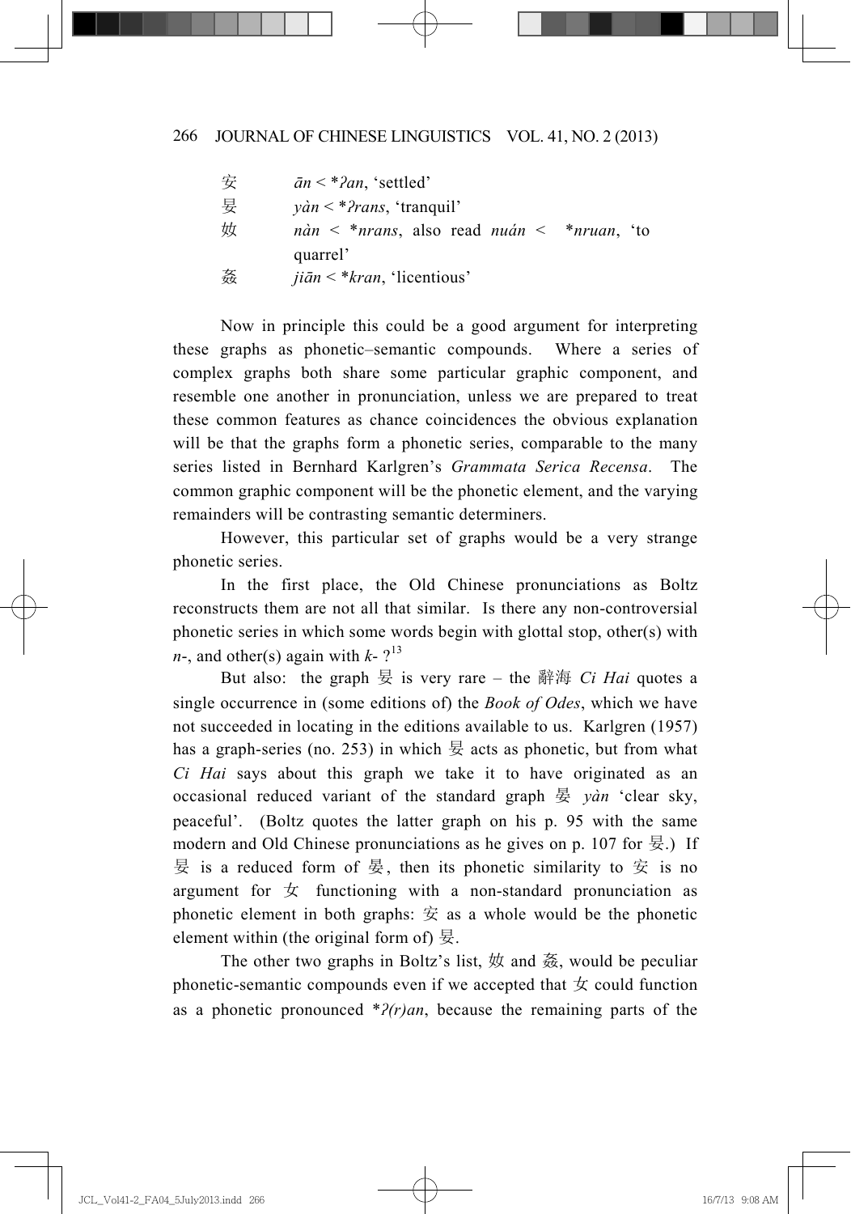| | |
|---|---|
| 安 | *ān* < **ʔan*, 'settled' |
| 妟 | *yàn* < **ʔrans*, 'tranquil' |
| 奻 | *nàn* < **nrans*, also read *nuán* < **nruan*, 'to quarrel' |
| 姦 | *jiān* < **kran*, 'licentious' |

Now in principle this could be a good argument for interpreting these graphs as phonetic–semantic compounds. Where a series of complex graphs both share some particular graphic component, and resemble one another in pronunciation, unless we are prepared to treat these common features as chance coincidences the obvious explanation will be that the graphs form a phonetic series, comparable to the many series listed in Bernhard Karlgren's *Grammata Serica Recensa*. The common graphic component will be the phonetic element, and the varying remainders will be contrasting semantic determiners.

However, this particular set of graphs would be a very strange phonetic series.

In the first place, the Old Chinese pronunciations as Boltz reconstructs them are not all that similar. Is there any non-controversial phonetic series in which some words begin with glottal stop, other(s) with *n*-, and other(s) again with *k*- ?[13]

But also: the graph 妟 is very rare – the 辭海 *Ci Hai* quotes a single occurrence in (some editions of) the *Book of Odes*, which we have not succeeded in locating in the editions available to us. Karlgren (1957) has a graph-series (no. 253) in which 妟 acts as phonetic, but from what *Ci Hai* says about this graph we take it to have originated as an occasional reduced variant of the standard graph 晏 *yàn* 'clear sky, peaceful'. (Boltz quotes the latter graph on his p. 95 with the same modern and Old Chinese pronunciations as he gives on p. 107 for 妟.) If 妟 is a reduced form of 晏, then its phonetic similarity to 安 is no argument for 女 functioning with a non-standard pronunciation as phonetic element in both graphs: 安 as a whole would be the phonetic element within (the original form of) 妟.

The other two graphs in Boltz's list, 奻 and 姦, would be peculiar phonetic-semantic compounds even if we accepted that 女 could function as a phonetic pronounced **ʔ(r)an*, because the remaining parts of the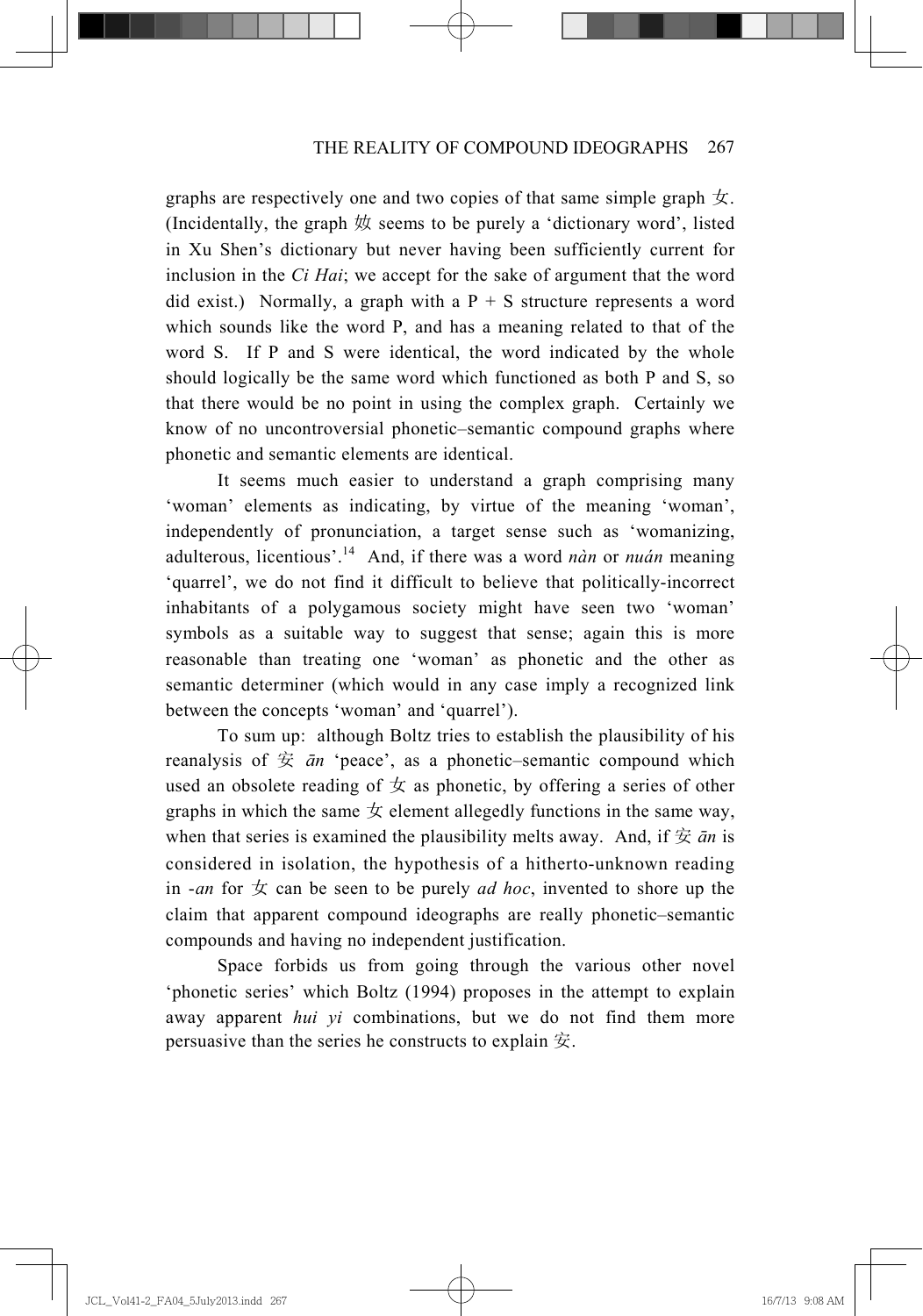graphs are respectively one and two copies of that same simple graph 女. (Incidentally, the graph 奻 seems to be purely a 'dictionary word', listed in Xu Shen's dictionary but never having been sufficiently current for inclusion in the *Ci Hai*; we accept for the sake of argument that the word did exist.) Normally, a graph with a P + S structure represents a word which sounds like the word P, and has a meaning related to that of the word S. If P and S were identical, the word indicated by the whole should logically be the same word which functioned as both P and S, so that there would be no point in using the complex graph. Certainly we know of no uncontroversial phonetic–semantic compound graphs where phonetic and semantic elements are identical.

It seems much easier to understand a graph comprising many 'woman' elements as indicating, by virtue of the meaning 'woman', independently of pronunciation, a target sense such as 'womanizing, adulterous, licentious'.[14] And, if there was a word *nàn* or *nuán* meaning 'quarrel', we do not find it difficult to believe that politically-incorrect inhabitants of a polygamous society might have seen two 'woman' symbols as a suitable way to suggest that sense; again this is more reasonable than treating one 'woman' as phonetic and the other as semantic determiner (which would in any case imply a recognized link between the concepts 'woman' and 'quarrel').

To sum up: although Boltz tries to establish the plausibility of his reanalysis of 安 *ān* 'peace', as a phonetic–semantic compound which used an obsolete reading of 女 as phonetic, by offering a series of other graphs in which the same 女 element allegedly functions in the same way, when that series is examined the plausibility melts away. And, if 安 *ān* is considered in isolation, the hypothesis of a hitherto-unknown reading in *-an* for 女 can be seen to be purely *ad hoc*, invented to shore up the claim that apparent compound ideographs are really phonetic–semantic compounds and having no independent justification.

Space forbids us from going through the various other novel 'phonetic series' which Boltz (1994) proposes in the attempt to explain away apparent *hui yi* combinations, but we do not find them more persuasive than the series he constructs to explain 安.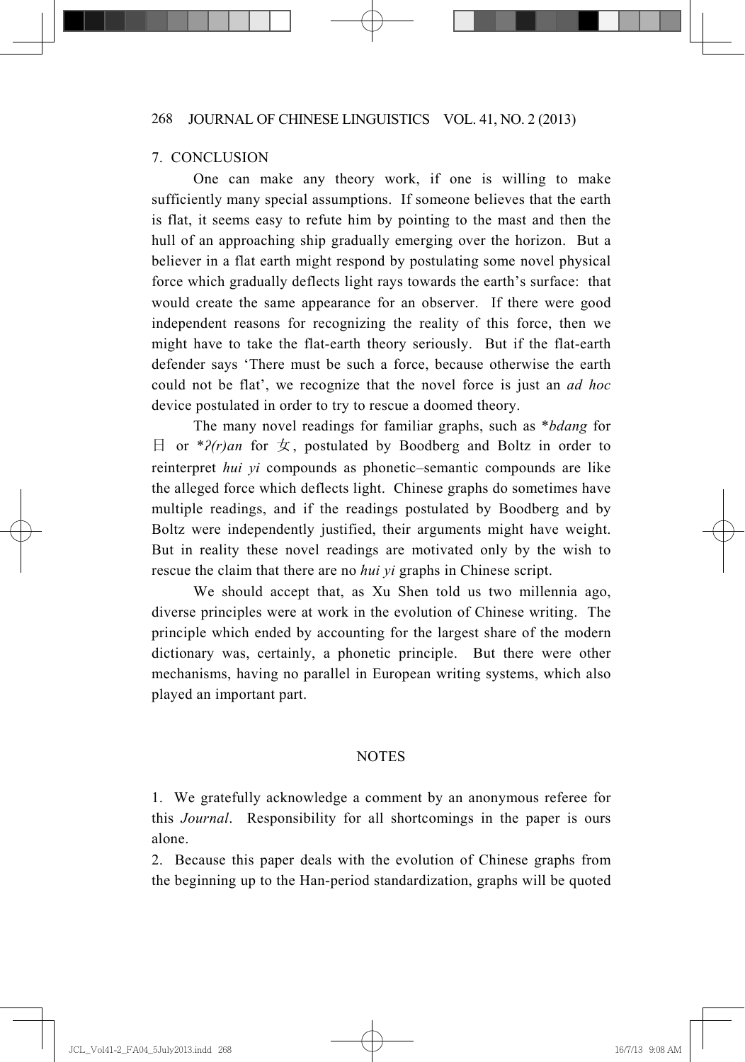## 7. CONCLUSION

One can make any theory work, if one is willing to make sufficiently many special assumptions. If someone believes that the earth is flat, it seems easy to refute him by pointing to the mast and then the hull of an approaching ship gradually emerging over the horizon. But a believer in a flat earth might respond by postulating some novel physical force which gradually deflects light rays towards the earth's surface: that would create the same appearance for an observer. If there were good independent reasons for recognizing the reality of this force, then we might have to take the flat-earth theory seriously. But if the flat-earth defender says 'There must be such a force, because otherwise the earth could not be flat', we recognize that the novel force is just an *ad hoc* device postulated in order to try to rescue a doomed theory.

The many novel readings for familiar graphs, such as \**bdang* for 日 or \**ʔ(r)an* for 女, postulated by Boodberg and Boltz in order to reinterpret *hui yi* compounds as phonetic–semantic compounds are like the alleged force which deflects light. Chinese graphs do sometimes have multiple readings, and if the readings postulated by Boodberg and by Boltz were independently justified, their arguments might have weight. But in reality these novel readings are motivated only by the wish to rescue the claim that there are no *hui yi* graphs in Chinese script.

We should accept that, as Xu Shen told us two millennia ago, diverse principles were at work in the evolution of Chinese writing. The principle which ended by accounting for the largest share of the modern dictionary was, certainly, a phonetic principle. But there were other mechanisms, having no parallel in European writing systems, which also played an important part.

## NOTES

1. We gratefully acknowledge a comment by an anonymous referee for this *Journal*. Responsibility for all shortcomings in the paper is ours alone.

2. Because this paper deals with the evolution of Chinese graphs from the beginning up to the Han-period standardization, graphs will be quoted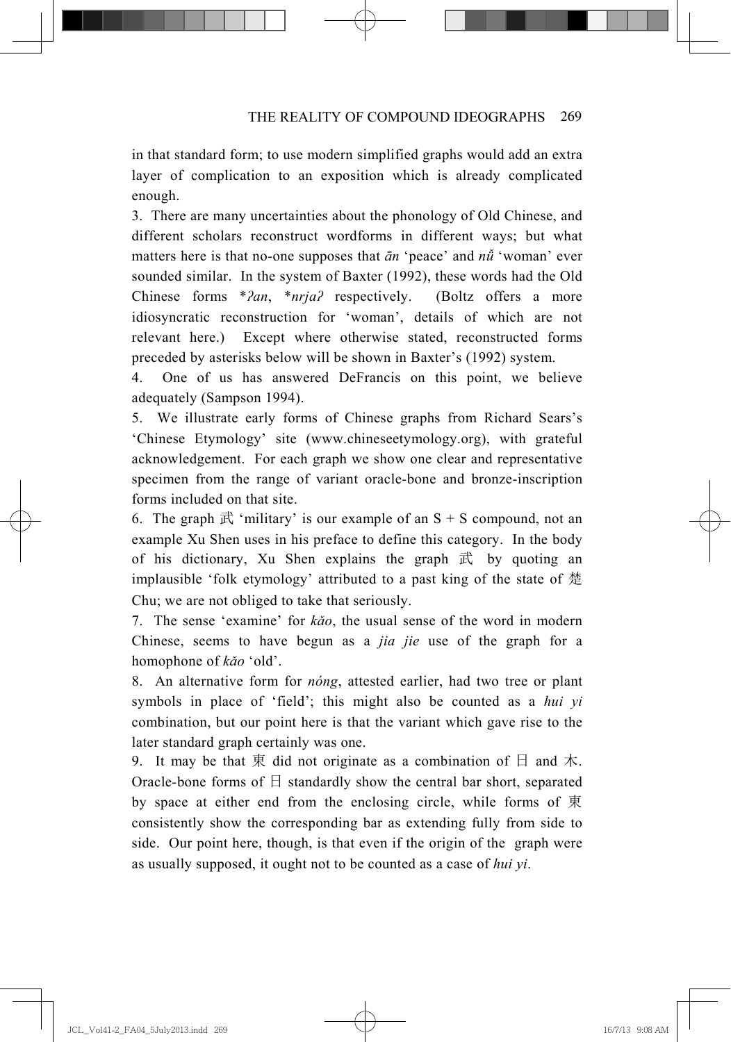in that standard form; to use modern simplified graphs would add an extra layer of complication to an exposition which is already complicated enough.

3. There are many uncertainties about the phonology of Old Chinese, and different scholars reconstruct wordforms in different ways; but what matters here is that no-one supposes that *ān* 'peace' and *nǚ* 'woman' ever sounded similar. In the system of Baxter (1992), these words had the Old Chinese forms **ʔan*, **nrjaʔ* respectively. (Boltz offers a more idiosyncratic reconstruction for 'woman', details of which are not relevant here.) Except where otherwise stated, reconstructed forms preceded by asterisks below will be shown in Baxter's (1992) system.

4. One of us has answered DeFrancis on this point, we believe adequately (Sampson 1994).

5. We illustrate early forms of Chinese graphs from Richard Sears's 'Chinese Etymology' site (www.chineseetymology.org), with grateful acknowledgement. For each graph we show one clear and representative specimen from the range of variant oracle-bone and bronze-inscription forms included on that site.

6. The graph 武 'military' is our example of an S + S compound, not an example Xu Shen uses in his preface to define this category. In the body of his dictionary, Xu Shen explains the graph 武 by quoting an implausible 'folk etymology' attributed to a past king of the state of 楚 Chu; we are not obliged to take that seriously.

7. The sense 'examine' for *kǎo*, the usual sense of the word in modern Chinese, seems to have begun as a *jia jie* use of the graph for a homophone of *kǎo* 'old'.

8. An alternative form for *nóng*, attested earlier, had two tree or plant symbols in place of 'field'; this might also be counted as a *hui yi* combination, but our point here is that the variant which gave rise to the later standard graph certainly was one.

9. It may be that 東 did not originate as a combination of 日 and 木. Oracle-bone forms of 日 standardly show the central bar short, separated by space at either end from the enclosing circle, while forms of 東 consistently show the corresponding bar as extending fully from side to side. Our point here, though, is that even if the origin of the graph were as usually supposed, it ought not to be counted as a case of *hui yi*.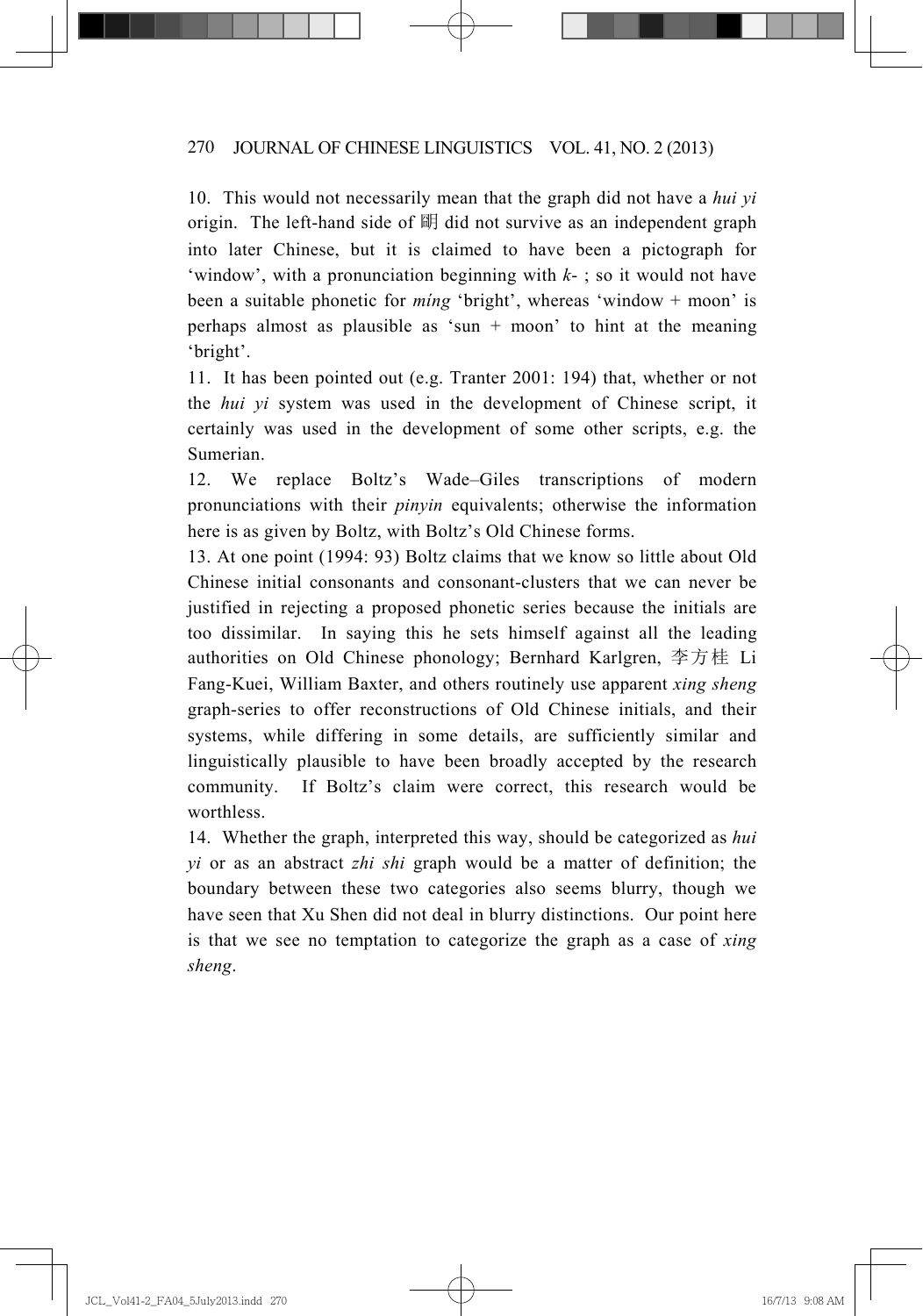10. This would not necessarily mean that the graph did not have a *hui yi* origin. The left-hand side of 朙 did not survive as an independent graph into later Chinese, but it is claimed to have been a pictograph for 'window', with a pronunciation beginning with *k-* ; so it would not have been a suitable phonetic for *míng* 'bright', whereas 'window + moon' is perhaps almost as plausible as 'sun + moon' to hint at the meaning 'bright'.

11. It has been pointed out (e.g. Tranter 2001: 194) that, whether or not the *hui yi* system was used in the development of Chinese script, it certainly was used in the development of some other scripts, e.g. the Sumerian.

12. We replace Boltz's Wade–Giles transcriptions of modern pronunciations with their *pinyin* equivalents; otherwise the information here is as given by Boltz, with Boltz's Old Chinese forms.

13. At one point (1994: 93) Boltz claims that we know so little about Old Chinese initial consonants and consonant-clusters that we can never be justified in rejecting a proposed phonetic series because the initials are too dissimilar. In saying this he sets himself against all the leading authorities on Old Chinese phonology; Bernhard Karlgren, 李方桂 Li Fang-Kuei, William Baxter, and others routinely use apparent *xing sheng* graph-series to offer reconstructions of Old Chinese initials, and their systems, while differing in some details, are sufficiently similar and linguistically plausible to have been broadly accepted by the research community. If Boltz's claim were correct, this research would be worthless.

14. Whether the graph, interpreted this way, should be categorized as *hui yi* or as an abstract *zhi shi* graph would be a matter of definition; the boundary between these two categories also seems blurry, though we have seen that Xu Shen did not deal in blurry distinctions. Our point here is that we see no temptation to categorize the graph as a case of *xing sheng*.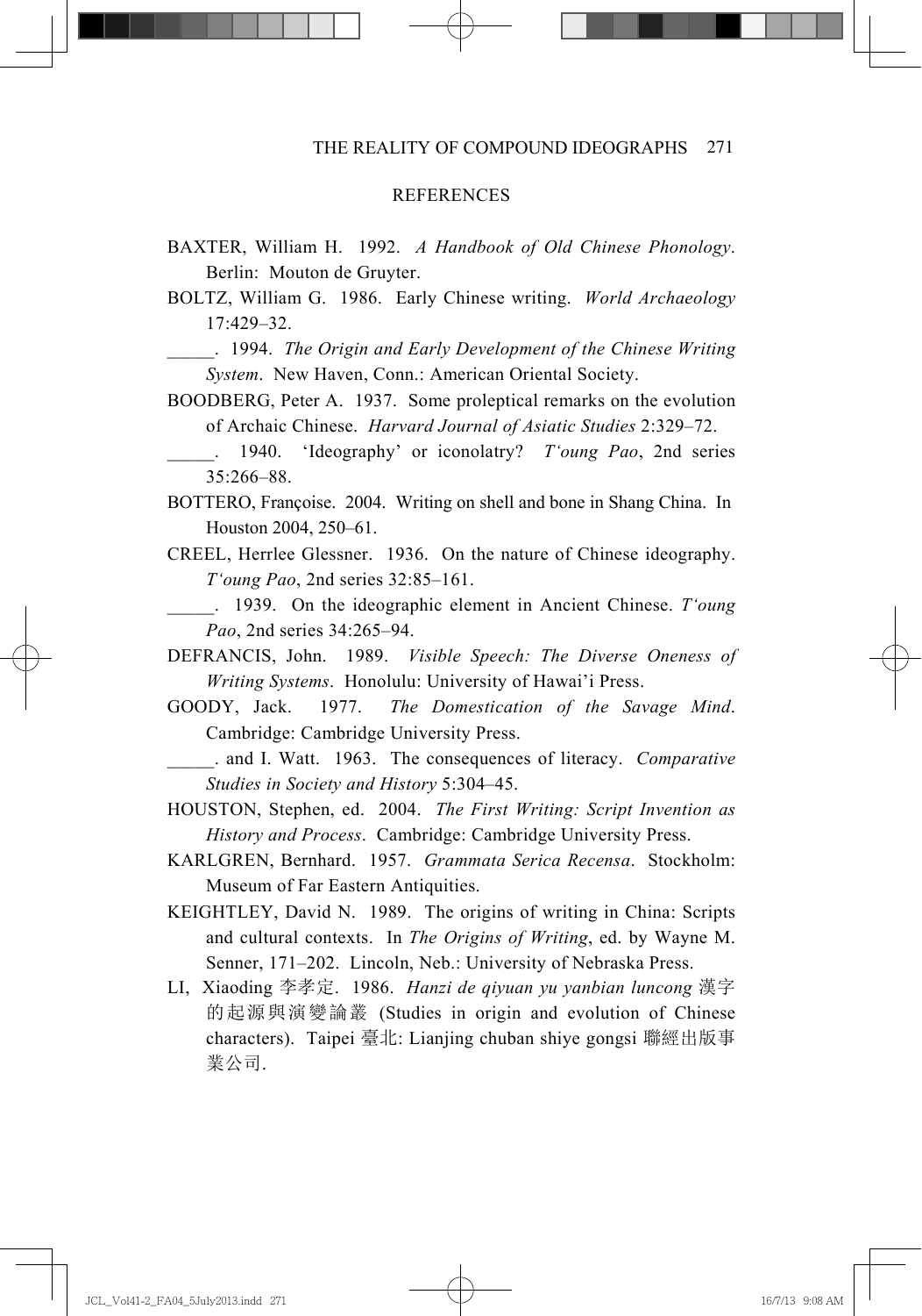## REFERENCES

BAXTER, William H. 1992. *A Handbook of Old Chinese Phonology*. Berlin: Mouton de Gruyter.

BOLTZ, William G. 1986. Early Chinese writing. *World Archaeology* 17:429–32.

_____. 1994. *The Origin and Early Development of the Chinese Writing System*. New Haven, Conn.: American Oriental Society.

BOODBERG, Peter A. 1937. Some proleptical remarks on the evolution of Archaic Chinese. *Harvard Journal of Asiatic Studies* 2:329–72.

_____. 1940. 'Ideography' or iconolatry? *T'oung Pao*, 2nd series 35:266–88.

BOTTERO, Françoise. 2004. Writing on shell and bone in Shang China. In Houston 2004, 250–61.

CREEL, Herrlee Glessner. 1936. On the nature of Chinese ideography. *T'oung Pao*, 2nd series 32:85–161.

_____. 1939. On the ideographic element in Ancient Chinese. *T'oung Pao*, 2nd series 34:265–94.

DEFRANCIS, John. 1989. *Visible Speech: The Diverse Oneness of Writing Systems*. Honolulu: University of Hawai'i Press.

GOODY, Jack. 1977. *The Domestication of the Savage Mind*. Cambridge: Cambridge University Press.

_____. and I. Watt. 1963. The consequences of literacy. *Comparative Studies in Society and History* 5:304–45.

HOUSTON, Stephen, ed. 2004. *The First Writing: Script Invention as History and Process*. Cambridge: Cambridge University Press.

KARLGREN, Bernhard. 1957. *Grammata Serica Recensa*. Stockholm: Museum of Far Eastern Antiquities.

KEIGHTLEY, David N. 1989. The origins of writing in China: Scripts and cultural contexts. In *The Origins of Writing*, ed. by Wayne M. Senner, 171–202. Lincoln, Neb.: University of Nebraska Press.

LI, Xiaoding 李孝定. 1986. *Hanzi de qiyuan yu yanbian luncong* 漢字的起源與演變論叢 (Studies in origin and evolution of Chinese characters). Taipei 臺北: Lianjing chuban shiye gongsi 聯經出版事業公司.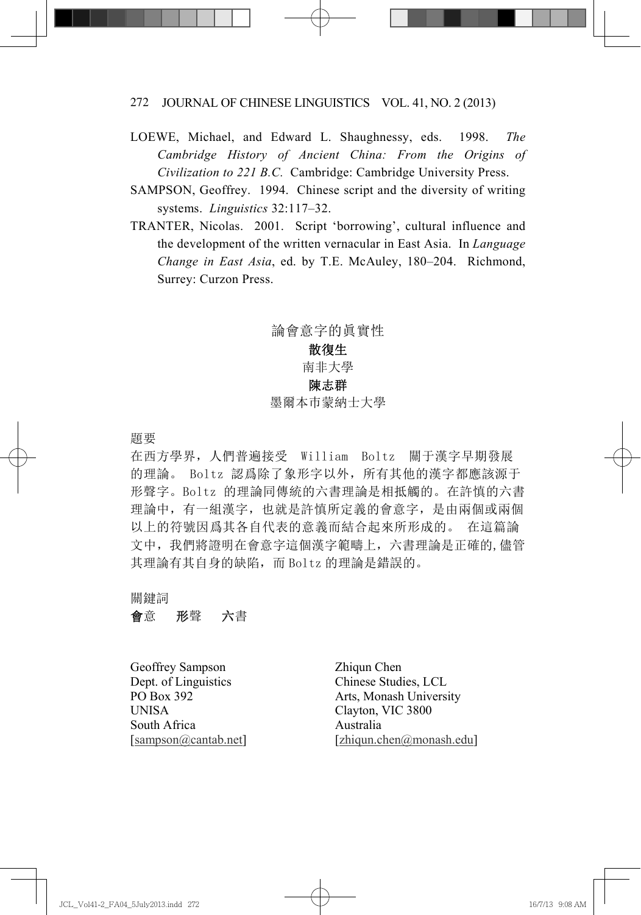LOEWE, Michael, and Edward L. Shaughnessy, eds. 1998. *The Cambridge History of Ancient China: From the Origins of Civilization to 221 B.C.* Cambridge: Cambridge University Press.

SAMPSON, Geoffrey. 1994. Chinese script and the diversity of writing systems. *Linguistics* 32:117–32.

TRANTER, Nicolas. 2001. Script 'borrowing', cultural influence and the development of the written vernacular in East Asia. In *Language Change in East Asia*, ed. by T.E. McAuley, 180–204. Richmond, Surrey: Curzon Press.

## 論會意字的眞實性

**散復生**

南非大學

**陳志群**

墨爾本市蒙納士大學

題要

在西方學界，人們普遍接受 William Boltz 關于漢字早期發展的理論。 Boltz 認爲除了象形字以外，所有其他的漢字都應該源于形聲字。Boltz 的理論同傳統的六書理論是相抵觸的。在許慎的六書理論中，有一組漢字，也就是許慎所定義的會意字，是由兩個或兩個以上的符號因爲其各自代表的意義而結合起來所形成的。 在這篇論文中，我們將證明在會意字這個漢字範疇上，六書理論是正確的, 儘管其理論有其自身的缺陷，而 Boltz 的理論是錯誤的。

關鍵詞

會意　　形聲　　六書

Geoffrey Sampson
Dept. of Linguistics
PO Box 392
UNISA
South Africa
[sampson@cantab.net]

Zhiqun Chen
Chinese Studies, LCL
Arts, Monash University
Clayton, VIC 3800
Australia
[zhiqun.chen@monash.edu]